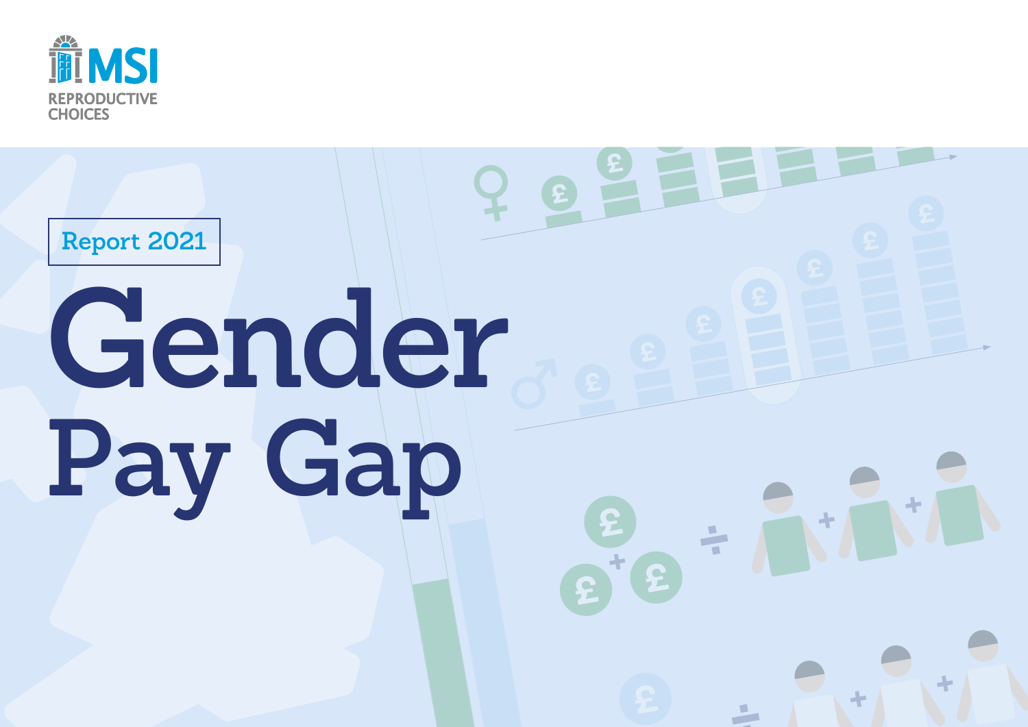MSI

REPRODUCTIVE CHOICES

Report 2021

# Gender Pay Gap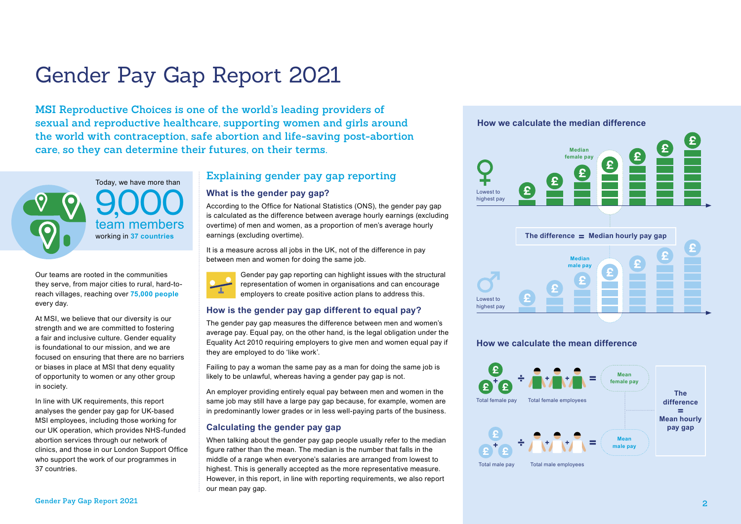# Gender Pay Gap Report 2021

**MSI Reproductive Choices is one of the world's leading providers of sexual and reproductive healthcare, supporting women and girls around the world with contraception, safe abortion and life-saving post-abortion care, so they can determine their futures, on their terms.**

Today, we have more than **9,000** team members working in **37 countries**

Our teams are rooted in the communities they serve, from major cities to rural, hard-to-reach villages, reaching over **75,000 people** every day.

At MSI, we believe that our diversity is our strength and we are committed to fostering a fair and inclusive culture. Gender equality is foundational to our mission, and we are focused on ensuring that there are no barriers or biases in place at MSI that deny equality of opportunity to women or any other group in society.

In line with UK requirements, this report analyses the gender pay gap for UK-based MSI employees, including those working for our UK operation, which provides NHS-funded abortion services through our network of clinics, and those in our London Support Office who support the work of our programmes in 37 countries.

## Explaining gender pay gap reporting

### What is the gender pay gap?

According to the Office for National Statistics (ONS), the gender pay gap is calculated as the difference between average hourly earnings (excluding overtime) of men and women, as a proportion of men's average hourly earnings (excluding overtime).

It is a measure across all jobs in the UK, not of the difference in pay between men and women for doing the same job.

Gender pay gap reporting can highlight issues with the structural representation of women in organisations and can encourage employers to create positive action plans to address this.

### How is the gender pay gap different to equal pay?

The gender pay gap measures the difference between men and women's average pay. Equal pay, on the other hand, is the legal obligation under the Equality Act 2010 requiring employers to give men and women equal pay if they are employed to do 'like work'.

Failing to pay a woman the same pay as a man for doing the same job is likely to be unlawful, whereas having a gender pay gap is not.

An employer providing entirely equal pay between men and women in the same job may still have a large pay gap because, for example, women are in predominantly lower grades or in less well-paying parts of the business.

### Calculating the gender pay gap

When talking about the gender pay gap people usually refer to the median figure rather than the mean. The median is the number that falls in the middle of a range when everyone's salaries are arranged from lowest to highest. This is generally accepted as the more representative measure. However, in this report, in line with reporting requirements, we also report our mean pay gap.

### How we calculate the median difference

Median female pay — Lowest to highest pay

The difference = Median hourly pay gap

Median male pay — Lowest to highest pay

### How we calculate the mean difference

Total female pay ÷ Total female employees = Mean female pay

Total male pay ÷ Total male employees = Mean male pay

The difference = Mean hourly pay gap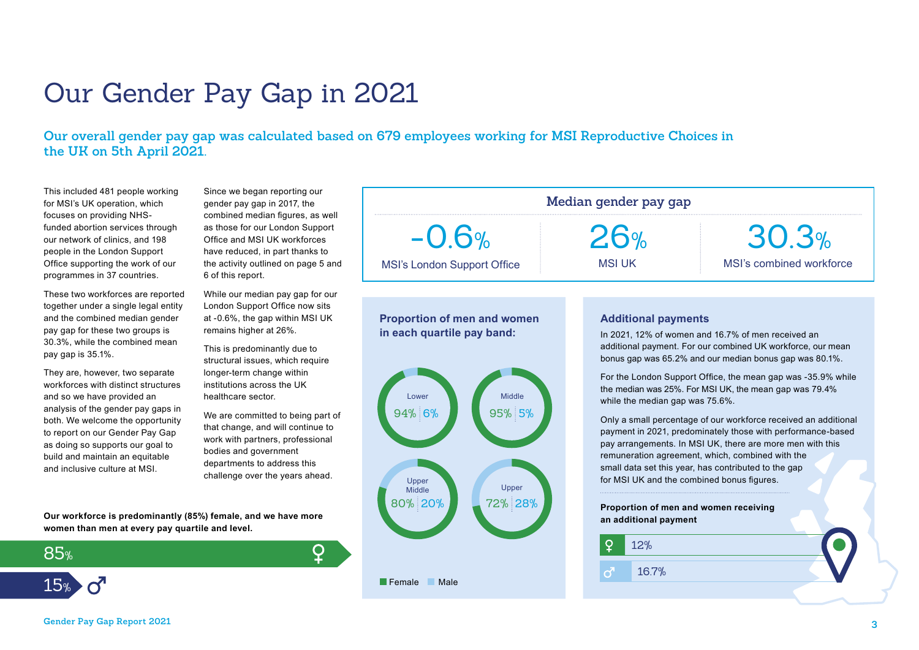# Our Gender Pay Gap in 2021

**Our overall gender pay gap was calculated based on 679 employees working for MSI Reproductive Choices in the UK on 5th April 2021.**

This included 481 people working for MSI's UK operation, which focuses on providing NHS-funded abortion services through our network of clinics, and 198 people in the London Support Office supporting the work of our programmes in 37 countries.

These two workforces are reported together under a single legal entity and the combined median gender pay gap for these two groups is 30.3%, while the combined mean pay gap is 35.1%.

They are, however, two separate workforces with distinct structures and so we have provided an analysis of the gender pay gaps in both. We welcome the opportunity to report on our Gender Pay Gap as doing so supports our goal to build and maintain an equitable and inclusive culture at MSI.

Since we began reporting our gender pay gap in 2017, the combined median figures, as well as those for our London Support Office and MSI UK workforces have reduced, in part thanks to the activity outlined on page 5 and 6 of this report.

While our median pay gap for our London Support Office now sits at -0.6%, the gap within MSI UK remains higher at 26%.

This is predominantly due to structural issues, which require longer-term change within institutions across the UK healthcare sector.

We are committed to being part of that change, and will continue to work with partners, professional bodies and government departments to address this challenge over the years ahead.

**Our workforce is predominantly (85%) female, and we have more women than men at every pay quartile and level.**

| | |
|---|---|
| Female | 85% |
| Male | 15% |

## Median gender pay gap

| MSI's London Support Office | MSI UK | MSI's combined workforce |
|---|---|---|
| -0.6% | 26% | 30.3% |

### Proportion of men and women in each quartile pay band:

| Quartile | Female | Male |
|---|---|---|
| Lower | 94% | 6% |
| Middle | 95% | 5% |
| Upper Middle | 80% | 20% |
| Upper | 72% | 28% |

### Additional payments

In 2021, 12% of women and 16.7% of men received an additional payment. For our combined UK workforce, our mean bonus gap was 65.2% and our median bonus gap was 80.1%.

For the London Support Office, the mean gap was -35.9% while the median was 25%. For MSI UK, the mean gap was 79.4% while the median gap was 75.6%.

Only a small percentage of our workforce received an additional payment in 2021, predominately those with performance-based pay arrangements. In MSI UK, there are more men with this remuneration agreement, which, combined with the small data set this year, has contributed to the gap for MSI UK and the combined bonus figures.

**Proportion of men and women receiving an additional payment**

| | |
|---|---|
| Female | 12% |
| Male | 16.7% |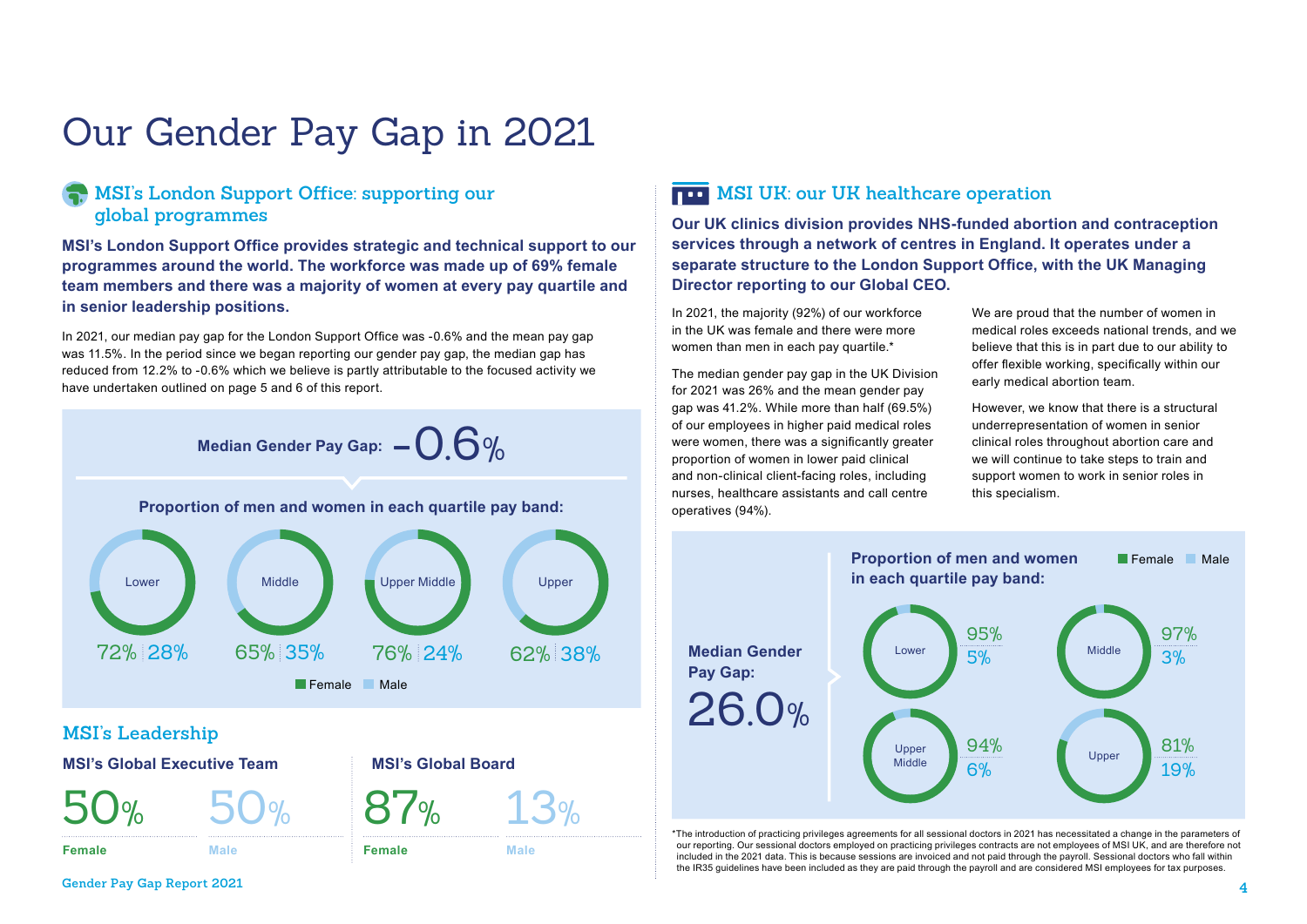# Our Gender Pay Gap in 2021

## MSI's London Support Office: supporting our global programmes

**MSI's London Support Office provides strategic and technical support to our programmes around the world. The workforce was made up of 69% female team members and there was a majority of women at every pay quartile and in senior leadership positions.**

In 2021, our median pay gap for the London Support Office was -0.6% and the mean pay gap was 11.5%. In the period since we began reporting our gender pay gap, the median gap has reduced from 12.2% to -0.6% which we believe is partly attributable to the focused activity we have undertaken outlined on page 5 and 6 of this report.

**Median Gender Pay Gap: –0.6%**

**Proportion of men and women in each quartile pay band:**

| Quartile | Female | Male |
|---|---|---|
| Lower | 72% | 28% |
| Middle | 65% | 35% |
| Upper Middle | 76% | 24% |
| Upper | 62% | 38% |

### MSI's Leadership

**MSI's Global Executive Team**

| Female | Male |
|---|---|
| 50% | 50% |

**MSI's Global Board**

| Female | Male |
|---|---|
| 87% | 13% |

## MSI UK: our UK healthcare operation

**Our UK clinics division provides NHS-funded abortion and contraception services through a network of centres in England. It operates under a separate structure to the London Support Office, with the UK Managing Director reporting to our Global CEO.**

In 2021, the majority (92%) of our workforce in the UK was female and there were more women than men in each pay quartile.*

The median gender pay gap in the UK Division for 2021 was 26% and the mean gender pay gap was 41.2%. While more than half (69.5%) of our employees in higher paid medical roles were women, there was a significantly greater proportion of women in lower paid clinical and non-clinical client-facing roles, including nurses, healthcare assistants and call centre operatives (94%).

We are proud that the number of women in medical roles exceeds national trends, and we believe that this is in part due to our ability to offer flexible working, specifically within our early medical abortion team.

However, we know that there is a structural underrepresentation of women in senior clinical roles throughout abortion care and we will continue to take steps to train and support women to work in senior roles in this specialism.

**Median Gender Pay Gap: 26.0%**

**Proportion of men and women in each quartile pay band:**

| Quartile | Female | Male |
|---|---|---|
| Lower | 95% | 5% |
| Middle | 97% | 3% |
| Upper Middle | 94% | 6% |
| Upper | 81% | 19% |

*The introduction of practicing privileges agreements for all sessional doctors in 2021 has necessitated a change in the parameters of our reporting. Our sessional doctors employed on practicing privileges contracts are not employees of MSI UK, and are therefore not included in the 2021 data. This is because sessions are invoiced and not paid through the payroll. Sessional doctors who fall within the IR35 guidelines have been included as they are paid through the payroll and are considered MSI employees for tax purposes.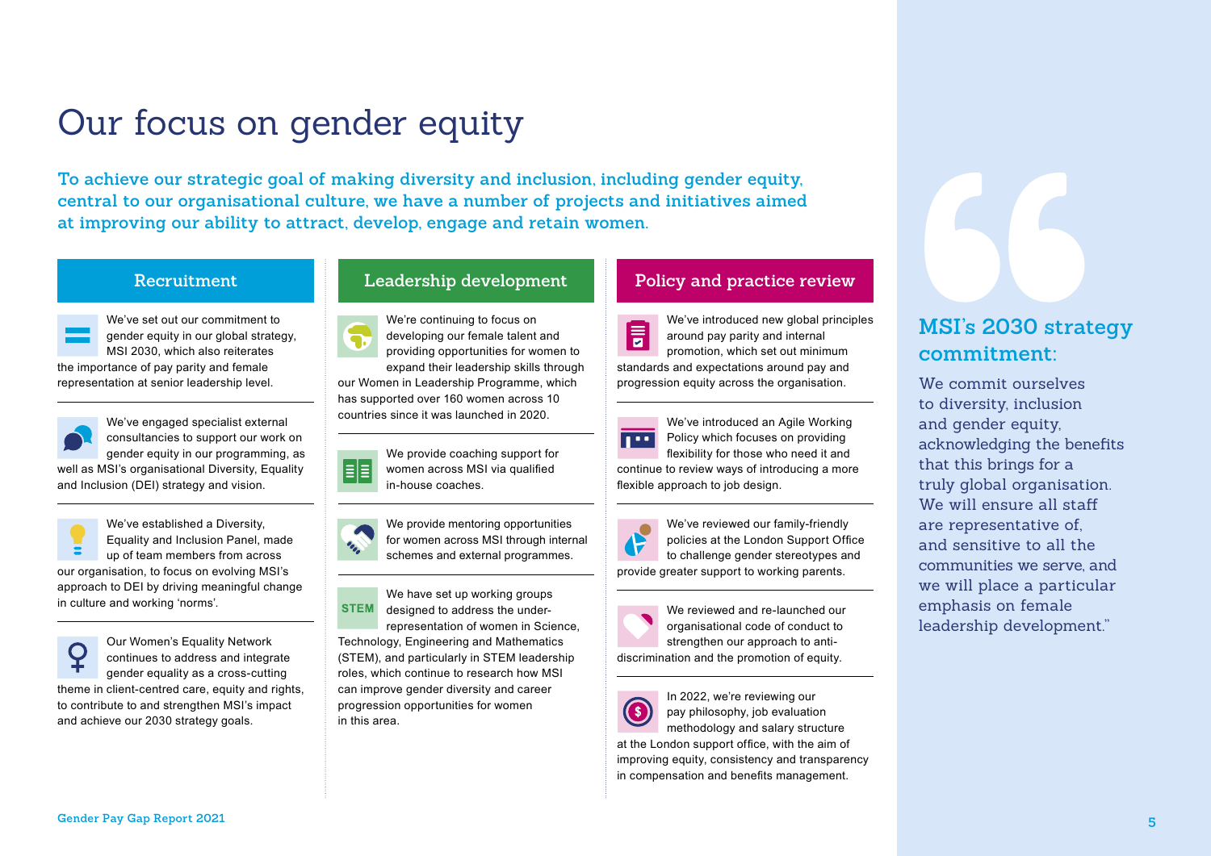# Our focus on gender equity

**To achieve our strategic goal of making diversity and inclusion, including gender equity, central to our organisational culture, we have a number of projects and initiatives aimed at improving our ability to attract, develop, engage and retain women.**

## Recruitment

We've set out our commitment to gender equity in our global strategy, MSI 2030, which also reiterates the importance of pay parity and female representation at senior leadership level.

We've engaged specialist external consultancies to support our work on gender equity in our programming, as well as MSI's organisational Diversity, Equality and Inclusion (DEI) strategy and vision.

We've established a Diversity, Equality and Inclusion Panel, made up of team members from across our organisation, to focus on evolving MSI's approach to DEI by driving meaningful change in culture and working 'norms'.

Our Women's Equality Network continues to address and integrate gender equality as a cross-cutting theme in client-centred care, equity and rights, to contribute to and strengthen MSI's impact and achieve our 2030 strategy goals.

## Leadership development

We're continuing to focus on developing our female talent and providing opportunities for women to expand their leadership skills through our Women in Leadership Programme, which has supported over 160 women across 10 countries since it was launched in 2020.

We provide coaching support for women across MSI via qualified in-house coaches.

We provide mentoring opportunities for women across MSI through internal schemes and external programmes.

We have set up working groups designed to address the under-representation of women in Science, Technology, Engineering and Mathematics (STEM), and particularly in STEM leadership roles, which continue to research how MSI can improve gender diversity and career progression opportunities for women in this area.

## Policy and practice review

We've introduced new global principles around pay parity and internal promotion, which set out minimum standards and expectations around pay and progression equity across the organisation.

We've introduced an Agile Working Policy which focuses on providing flexibility for those who need it and continue to review ways of introducing a more flexible approach to job design.

We've reviewed our family-friendly policies at the London Support Office to challenge gender stereotypes and provide greater support to working parents.

We reviewed and re-launched our organisational code of conduct to strengthen our approach to anti-discrimination and the promotion of equity.

In 2022, we're reviewing our pay philosophy, job evaluation methodology and salary structure at the London support office, with the aim of improving equity, consistency and transparency in compensation and benefits management.

## MSI's 2030 strategy commitment:

"We commit ourselves to diversity, inclusion and gender equity, acknowledging the benefits that this brings for a truly global organisation. We will ensure all staff are representative of, and sensitive to all the communities we serve, and we will place a particular emphasis on female leadership development."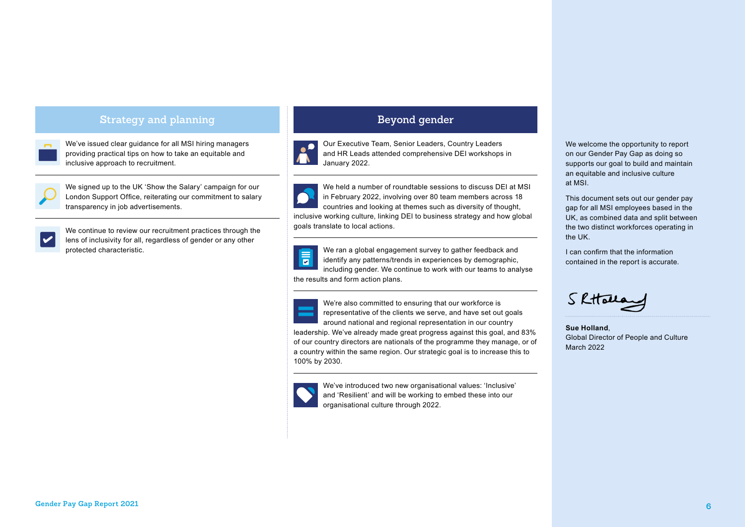## Strategy and planning

We've issued clear guidance for all MSI hiring managers providing practical tips on how to take an equitable and inclusive approach to recruitment.

We signed up to the UK 'Show the Salary' campaign for our London Support Office, reiterating our commitment to salary transparency in job advertisements.

We continue to review our recruitment practices through the lens of inclusivity for all, regardless of gender or any other protected characteristic.

## Beyond gender

Our Executive Team, Senior Leaders, Country Leaders and HR Leads attended comprehensive DEI workshops in January 2022.

We held a number of roundtable sessions to discuss DEI at MSI in February 2022, involving over 80 team members across 18 countries and looking at themes such as diversity of thought, inclusive working culture, linking DEI to business strategy and how global goals translate to local actions.

We ran a global engagement survey to gather feedback and identify any patterns/trends in experiences by demographic, including gender. We continue to work with our teams to analyse the results and form action plans.

We're also committed to ensuring that our workforce is representative of the clients we serve, and have set out goals around national and regional representation in our country leadership. We've already made great progress against this goal, and 83% of our country directors are nationals of the programme they manage, or of a country within the same region. Our strategic goal is to increase this to 100% by 2030.

We've introduced two new organisational values: 'Inclusive' and 'Resilient' and will be working to embed these into our organisational culture through 2022.

We welcome the opportunity to report on our Gender Pay Gap as doing so supports our goal to build and maintain an equitable and inclusive culture at MSI.

This document sets out our gender pay gap for all MSI employees based in the UK, as combined data and split between the two distinct workforces operating in the UK.

I can confirm that the information contained in the report is accurate.

S R Holland

**Sue Holland**,
Global Director of People and Culture
March 2022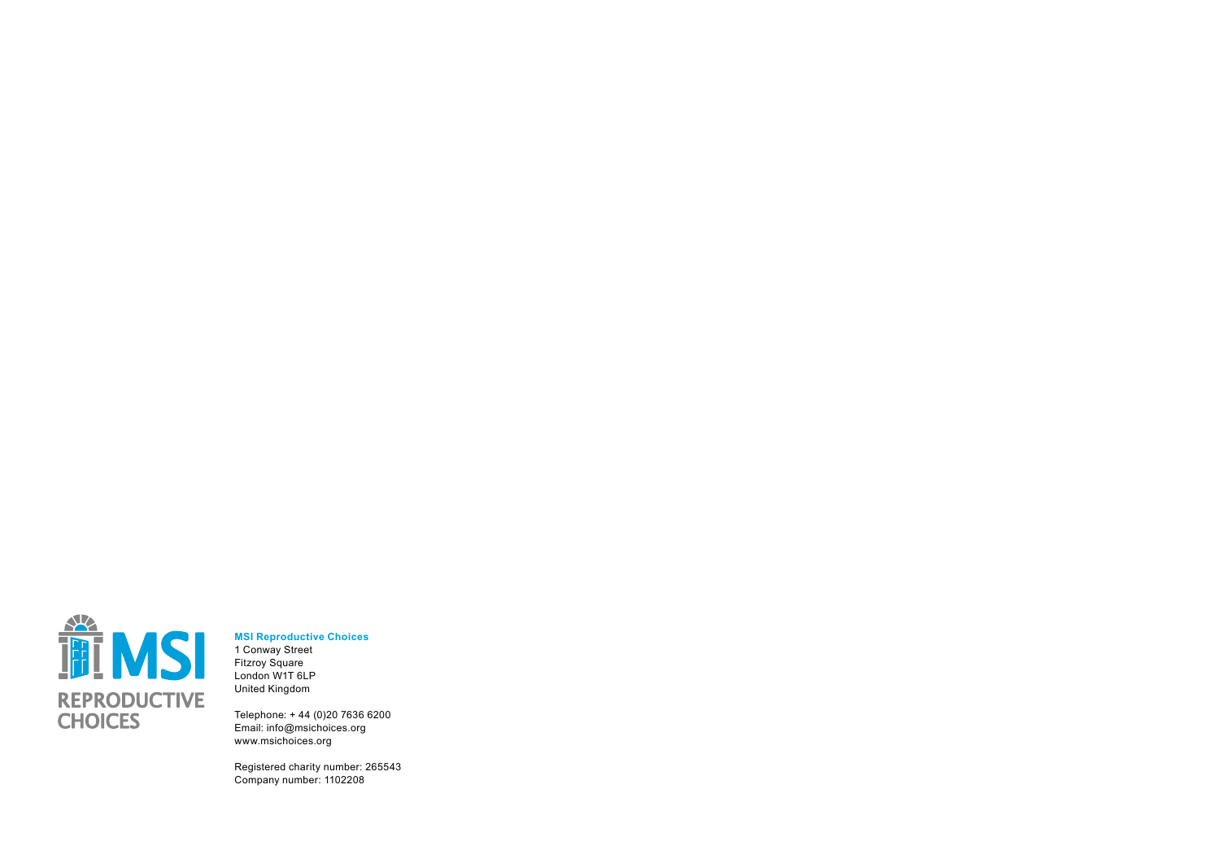MSI REPRODUCTIVE CHOICES

**MSI Reproductive Choices**
1 Conway Street
Fitzroy Square
London W1T 6LP
United Kingdom

Telephone: + 44 (0)20 7636 6200
Email: info@msichoices.org
www.msichoices.org

Registered charity number: 265543
Company number: 1102208